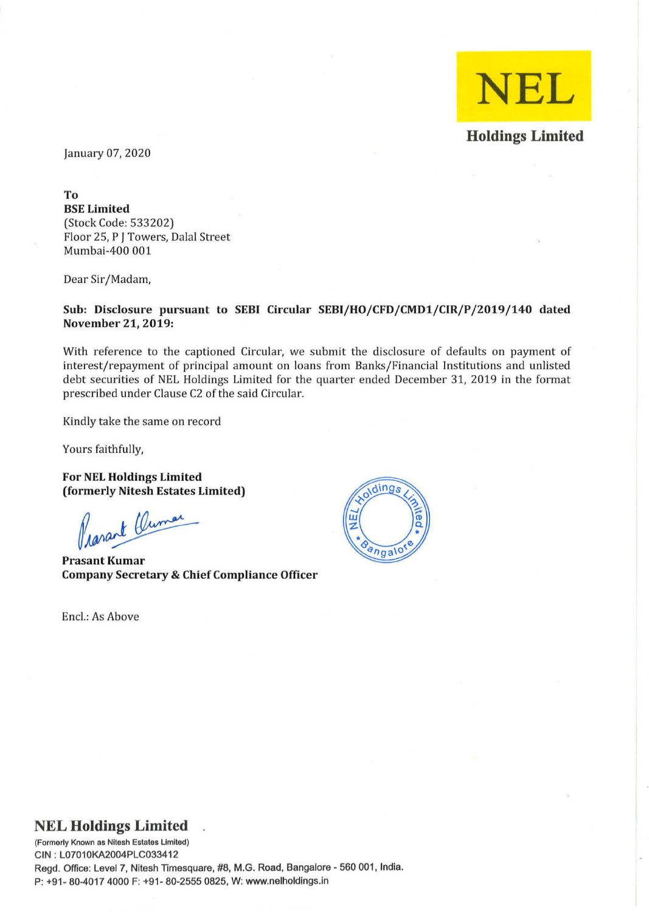**NEL**

**Holdings Limited**

January 07, 2020

**To**
**BSE Limited**
(Stock Code: 533202)
Floor 25, P J Towers, Dalal Street
Mumbai-400 001

Dear Sir/Madam,

**Sub: Disclosure pursuant to SEBI Circular SEBI/HO/CFD/CMD1/CIR/P/2019/140 dated November 21, 2019:**

With reference to the captioned Circular, we submit the disclosure of defaults on payment of interest/repayment of principal amount on loans from Banks/Financial Institutions and unlisted debt securities of NEL Holdings Limited for the quarter ended December 31, 2019 in the format prescribed under Clause C2 of the said Circular.

Kindly take the same on record

Yours faithfully,

**For NEL Holdings Limited**
**(formerly Nitesh Estates Limited)**

**Prasant Kumar**
**Company Secretary & Chief Compliance Officer**

Encl.: As Above

**NEL Holdings Limited**
(Formerly Known as Nitesh Estates Limited)
CIN : L07010KA2004PLC033412
Regd. Office: Level 7, Nitesh Timesquare, #8, M.G. Road, Bangalore - 560 001, India.
P: +91- 80-4017 4000 F: +91- 80-2555 0825, W: www.nelholdings.in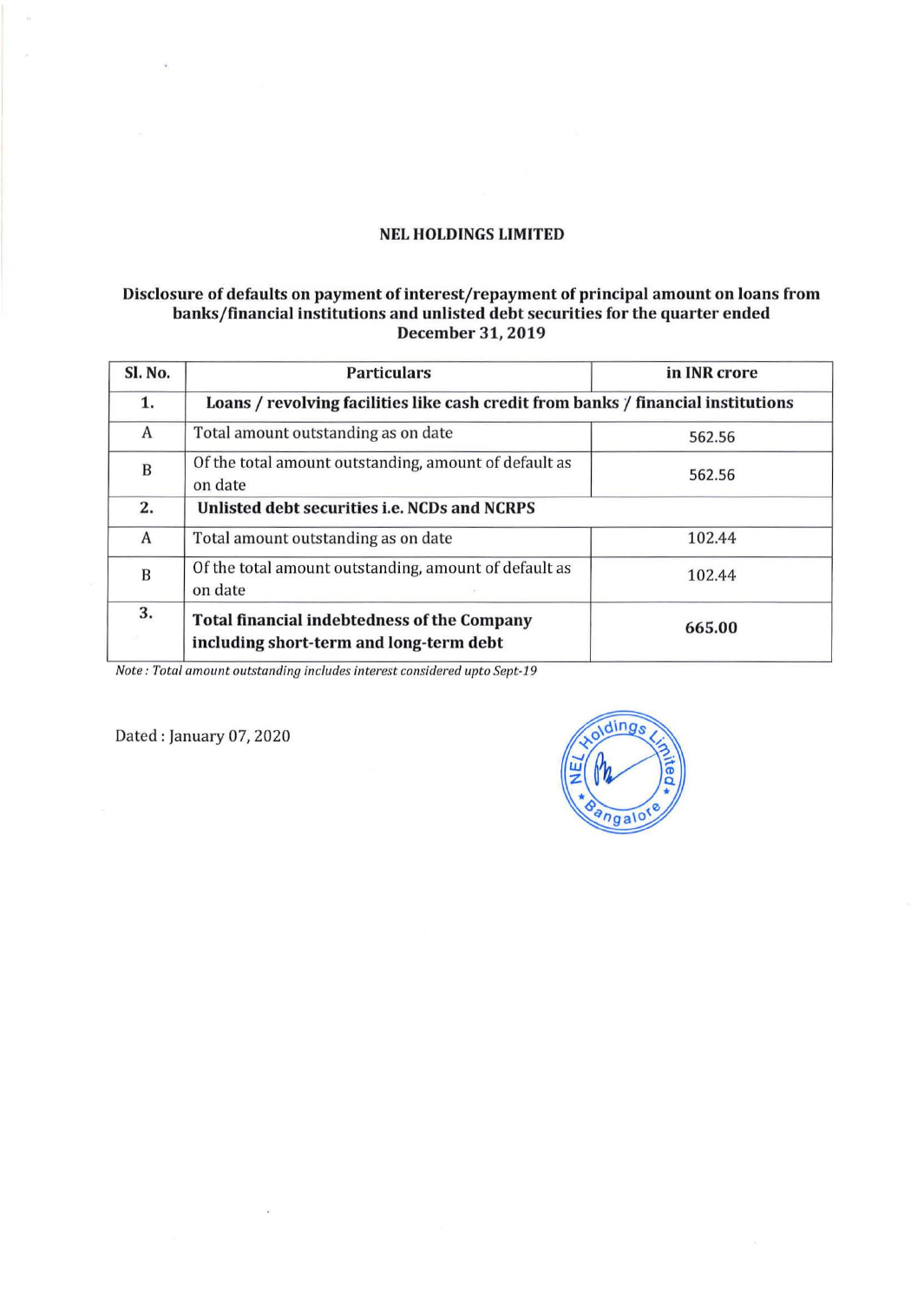# NEL HOLDINGS LIMITED

## Disclosure of defaults on payment of interest/repayment of principal amount on loans from banks/financial institutions and unlisted debt securities for the quarter ended December 31, 2019

| Sl. No. | Particulars | in INR crore |
|---|---|---|
| 1. | **Loans / revolving facilities like cash credit from banks / financial institutions** | |
| A | Total amount outstanding as on date | 562.56 |
| B | Of the total amount outstanding, amount of default as on date | 562.56 |
| 2. | **Unlisted debt securities i.e. NCDs and NCRPS** | |
| A | Total amount outstanding as on date | 102.44 |
| B | Of the total amount outstanding, amount of default as on date | 102.44 |
| 3. | **Total financial indebtedness of the Company including short-term and long-term debt** | **665.00** |

*Note : Total amount outstanding includes interest considered upto Sept-19*

Dated : January 07, 2020

NEL Holdings Limited, Bangalore